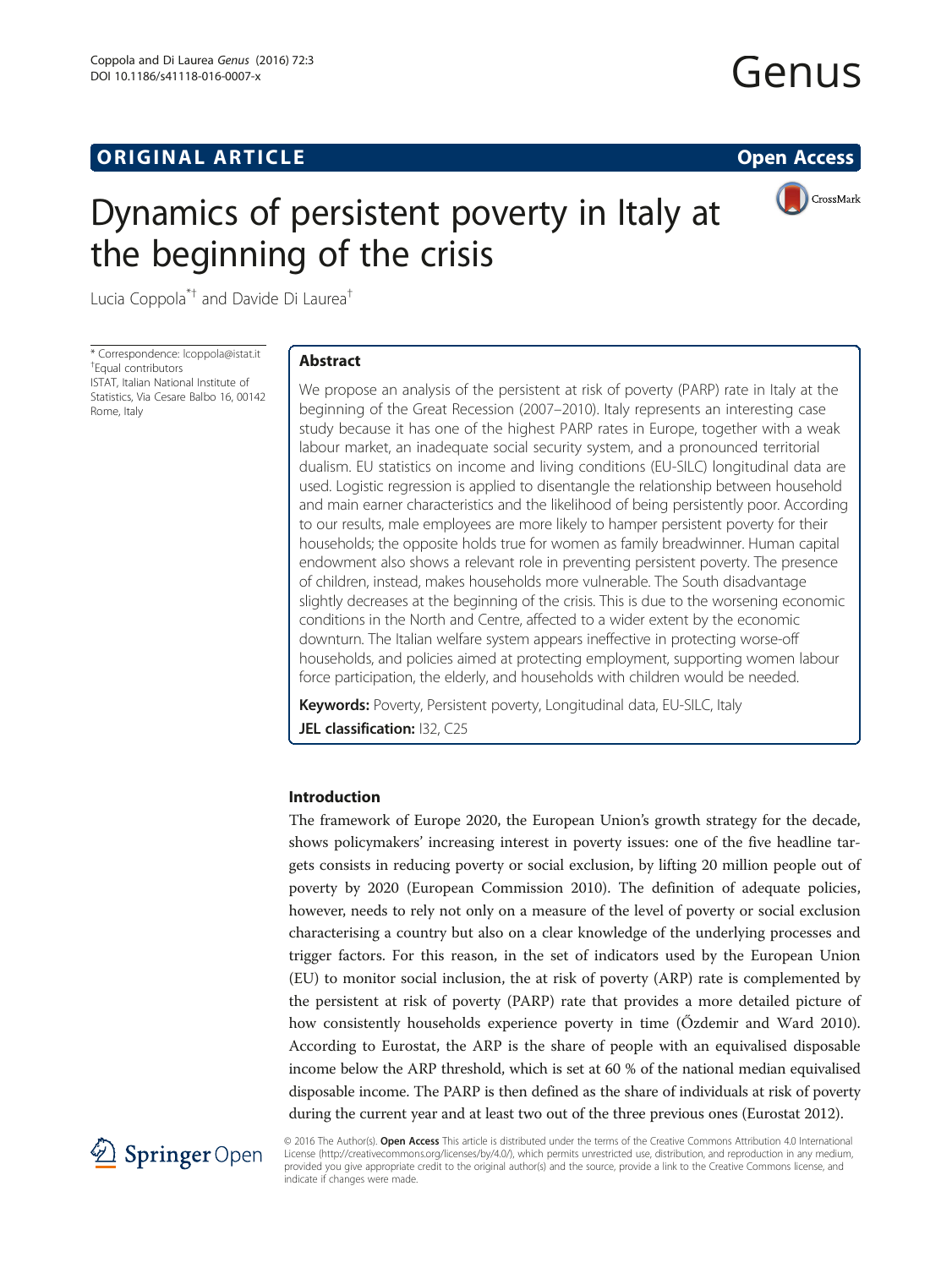## ORIGINAL ARTICLE

Open Access

# Dynamics of persistent poverty in Italy at the beginning of the crisis

Lucia Coppola[*†] and Davide Di Laurea[†]

* Correspondence: lcoppola@istat.it
[†]Equal contributors
ISTAT, Italian National Institute of Statistics, Via Cesare Balbo 16, 00142 Rome, Italy

### Abstract

We propose an analysis of the persistent at risk of poverty (PARP) rate in Italy at the beginning of the Great Recession (2007–2010). Italy represents an interesting case study because it has one of the highest PARP rates in Europe, together with a weak labour market, an inadequate social security system, and a pronounced territorial dualism. EU statistics on income and living conditions (EU-SILC) longitudinal data are used. Logistic regression is applied to disentangle the relationship between household and main earner characteristics and the likelihood of being persistently poor. According to our results, male employees are more likely to hamper persistent poverty for their households; the opposite holds true for women as family breadwinner. Human capital endowment also shows a relevant role in preventing persistent poverty. The presence of children, instead, makes households more vulnerable. The South disadvantage slightly decreases at the beginning of the crisis. This is due to the worsening economic conditions in the North and Centre, affected to a wider extent by the economic downturn. The Italian welfare system appears ineffective in protecting worse-off households, and policies aimed at protecting employment, supporting women labour force participation, the elderly, and households with children would be needed.

**Keywords:** Poverty, Persistent poverty, Longitudinal data, EU-SILC, Italy

**JEL classification:** I32, C25

## Introduction

The framework of Europe 2020, the European Union's growth strategy for the decade, shows policymakers' increasing interest in poverty issues: one of the five headline targets consists in reducing poverty or social exclusion, by lifting 20 million people out of poverty by 2020 (European Commission 2010). The definition of adequate policies, however, needs to rely not only on a measure of the level of poverty or social exclusion characterising a country but also on a clear knowledge of the underlying processes and trigger factors. For this reason, in the set of indicators used by the European Union (EU) to monitor social inclusion, the at risk of poverty (ARP) rate is complemented by the persistent at risk of poverty (PARP) rate that provides a more detailed picture of how consistently households experience poverty in time (Őzdemir and Ward 2010). According to Eurostat, the ARP is the share of people with an equivalised disposable income below the ARP threshold, which is set at 60 % of the national median equivalised disposable income. The PARP is then defined as the share of individuals at risk of poverty during the current year and at least two out of the three previous ones (Eurostat 2012).

© 2016 The Author(s). **Open Access** This article is distributed under the terms of the Creative Commons Attribution 4.0 International License (http://creativecommons.org/licenses/by/4.0/), which permits unrestricted use, distribution, and reproduction in any medium, provided you give appropriate credit to the original author(s) and the source, provide a link to the Creative Commons license, and indicate if changes were made.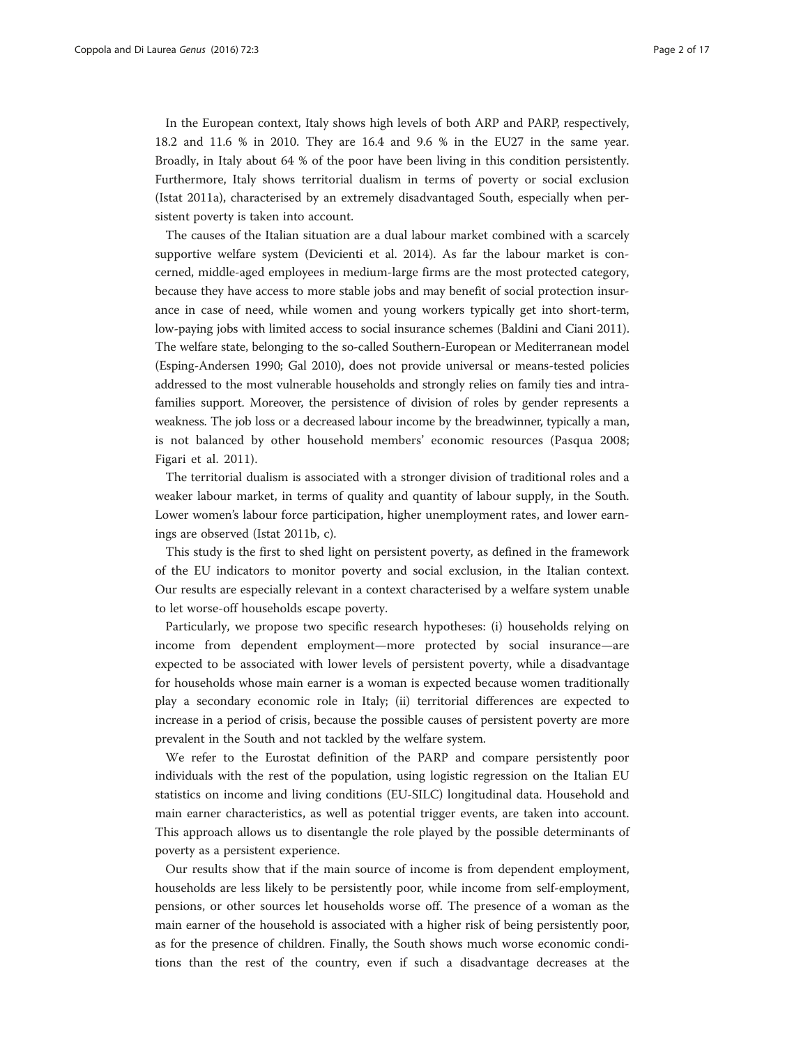In the European context, Italy shows high levels of both ARP and PARP, respectively, 18.2 and 11.6 % in 2010. They are 16.4 and 9.6 % in the EU27 in the same year. Broadly, in Italy about 64 % of the poor have been living in this condition persistently. Furthermore, Italy shows territorial dualism in terms of poverty or social exclusion (Istat 2011a), characterised by an extremely disadvantaged South, especially when persistent poverty is taken into account.

The causes of the Italian situation are a dual labour market combined with a scarcely supportive welfare system (Devicienti et al. 2014). As far the labour market is concerned, middle-aged employees in medium-large firms are the most protected category, because they have access to more stable jobs and may benefit of social protection insurance in case of need, while women and young workers typically get into short-term, low-paying jobs with limited access to social insurance schemes (Baldini and Ciani 2011). The welfare state, belonging to the so-called Southern-European or Mediterranean model (Esping-Andersen 1990; Gal 2010), does not provide universal or means-tested policies addressed to the most vulnerable households and strongly relies on family ties and intra-families support. Moreover, the persistence of division of roles by gender represents a weakness. The job loss or a decreased labour income by the breadwinner, typically a man, is not balanced by other household members' economic resources (Pasqua 2008; Figari et al. 2011).

The territorial dualism is associated with a stronger division of traditional roles and a weaker labour market, in terms of quality and quantity of labour supply, in the South. Lower women's labour force participation, higher unemployment rates, and lower earnings are observed (Istat 2011b, c).

This study is the first to shed light on persistent poverty, as defined in the framework of the EU indicators to monitor poverty and social exclusion, in the Italian context. Our results are especially relevant in a context characterised by a welfare system unable to let worse-off households escape poverty.

Particularly, we propose two specific research hypotheses: (i) households relying on income from dependent employment—more protected by social insurance—are expected to be associated with lower levels of persistent poverty, while a disadvantage for households whose main earner is a woman is expected because women traditionally play a secondary economic role in Italy; (ii) territorial differences are expected to increase in a period of crisis, because the possible causes of persistent poverty are more prevalent in the South and not tackled by the welfare system.

We refer to the Eurostat definition of the PARP and compare persistently poor individuals with the rest of the population, using logistic regression on the Italian EU statistics on income and living conditions (EU-SILC) longitudinal data. Household and main earner characteristics, as well as potential trigger events, are taken into account. This approach allows us to disentangle the role played by the possible determinants of poverty as a persistent experience.

Our results show that if the main source of income is from dependent employment, households are less likely to be persistently poor, while income from self-employment, pensions, or other sources let households worse off. The presence of a woman as the main earner of the household is associated with a higher risk of being persistently poor, as for the presence of children. Finally, the South shows much worse economic conditions than the rest of the country, even if such a disadvantage decreases at the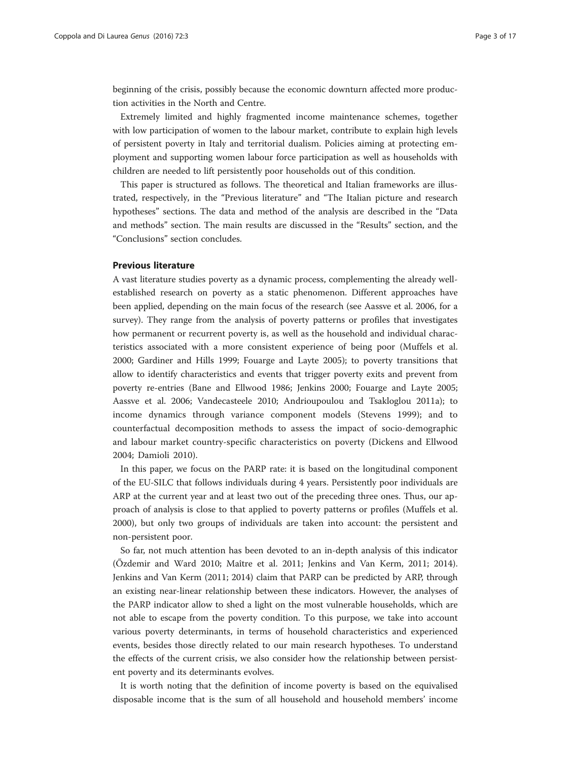beginning of the crisis, possibly because the economic downturn affected more production activities in the North and Centre.

Extremely limited and highly fragmented income maintenance schemes, together with low participation of women to the labour market, contribute to explain high levels of persistent poverty in Italy and territorial dualism. Policies aiming at protecting employment and supporting women labour force participation as well as households with children are needed to lift persistently poor households out of this condition.

This paper is structured as follows. The theoretical and Italian frameworks are illustrated, respectively, in the "Previous literature" and "The Italian picture and research hypotheses" sections. The data and method of the analysis are described in the "Data and methods" section. The main results are discussed in the "Results" section, and the "Conclusions" section concludes.

## Previous literature

A vast literature studies poverty as a dynamic process, complementing the already well-established research on poverty as a static phenomenon. Different approaches have been applied, depending on the main focus of the research (see Aassve et al. 2006, for a survey). They range from the analysis of poverty patterns or profiles that investigates how permanent or recurrent poverty is, as well as the household and individual characteristics associated with a more consistent experience of being poor (Muffels et al. 2000; Gardiner and Hills 1999; Fouarge and Layte 2005); to poverty transitions that allow to identify characteristics and events that trigger poverty exits and prevent from poverty re-entries (Bane and Ellwood 1986; Jenkins 2000; Fouarge and Layte 2005; Aassve et al. 2006; Vandecasteele 2010; Andriopoulou and Tsakloglou 2011a); to income dynamics through variance component models (Stevens 1999); and to counterfactual decomposition methods to assess the impact of socio-demographic and labour market country-specific characteristics on poverty (Dickens and Ellwood 2004; Damioli 2010).

In this paper, we focus on the PARP rate: it is based on the longitudinal component of the EU-SILC that follows individuals during 4 years. Persistently poor individuals are ARP at the current year and at least two out of the preceding three ones. Thus, our approach of analysis is close to that applied to poverty patterns or profiles (Muffels et al. 2000), but only two groups of individuals are taken into account: the persistent and non-persistent poor.

So far, not much attention has been devoted to an in-depth analysis of this indicator (Őzdemir and Ward 2010; Maître et al. 2011; Jenkins and Van Kerm, 2011; 2014). Jenkins and Van Kerm (2011; 2014) claim that PARP can be predicted by ARP, through an existing near-linear relationship between these indicators. However, the analyses of the PARP indicator allow to shed a light on the most vulnerable households, which are not able to escape from the poverty condition. To this purpose, we take into account various poverty determinants, in terms of household characteristics and experienced events, besides those directly related to our main research hypotheses. To understand the effects of the current crisis, we also consider how the relationship between persistent poverty and its determinants evolves.

It is worth noting that the definition of income poverty is based on the equivalised disposable income that is the sum of all household and household members' income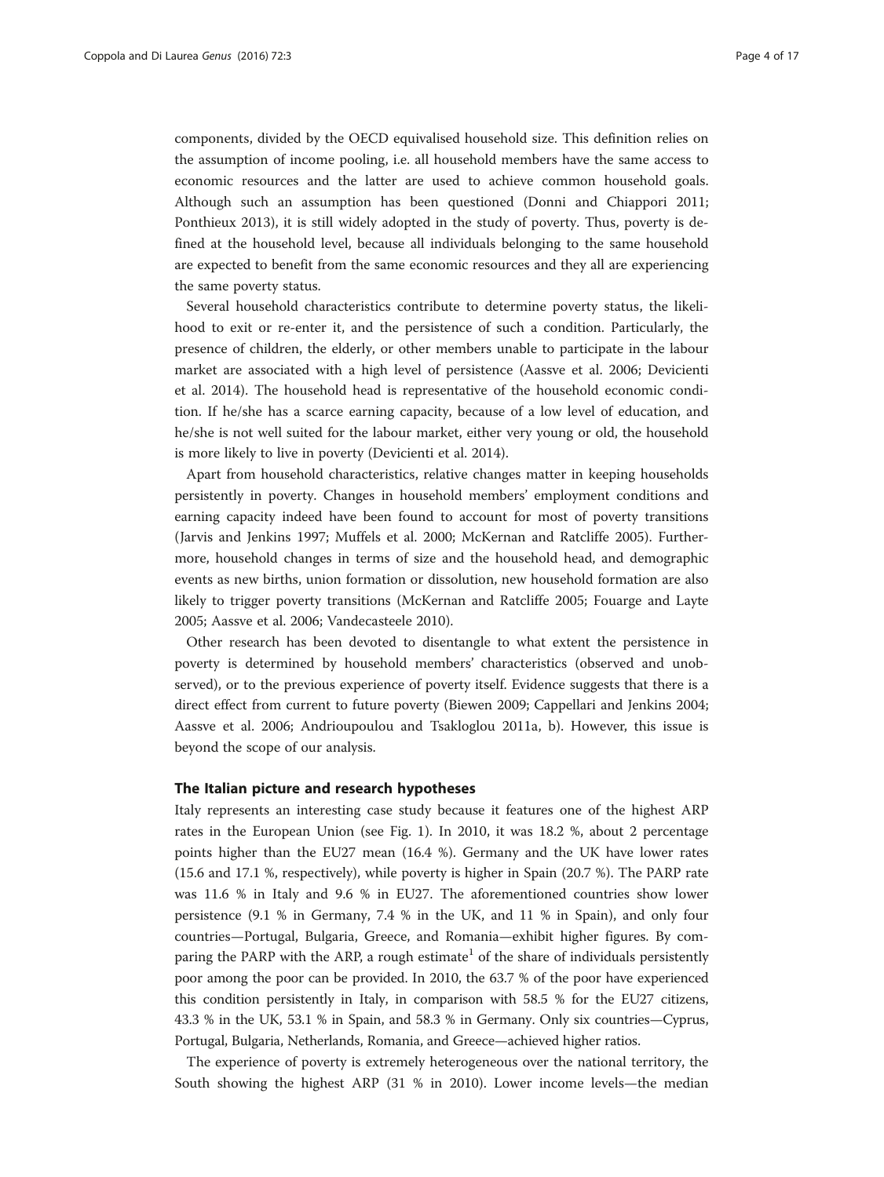components, divided by the OECD equivalised household size. This definition relies on the assumption of income pooling, i.e. all household members have the same access to economic resources and the latter are used to achieve common household goals. Although such an assumption has been questioned (Donni and Chiappori 2011; Ponthieux 2013), it is still widely adopted in the study of poverty. Thus, poverty is defined at the household level, because all individuals belonging to the same household are expected to benefit from the same economic resources and they all are experiencing the same poverty status.

Several household characteristics contribute to determine poverty status, the likelihood to exit or re-enter it, and the persistence of such a condition. Particularly, the presence of children, the elderly, or other members unable to participate in the labour market are associated with a high level of persistence (Aassve et al. 2006; Devicienti et al. 2014). The household head is representative of the household economic condition. If he/she has a scarce earning capacity, because of a low level of education, and he/she is not well suited for the labour market, either very young or old, the household is more likely to live in poverty (Devicienti et al. 2014).

Apart from household characteristics, relative changes matter in keeping households persistently in poverty. Changes in household members' employment conditions and earning capacity indeed have been found to account for most of poverty transitions (Jarvis and Jenkins 1997; Muffels et al. 2000; McKernan and Ratcliffe 2005). Furthermore, household changes in terms of size and the household head, and demographic events as new births, union formation or dissolution, new household formation are also likely to trigger poverty transitions (McKernan and Ratcliffe 2005; Fouarge and Layte 2005; Aassve et al. 2006; Vandecasteele 2010).

Other research has been devoted to disentangle to what extent the persistence in poverty is determined by household members' characteristics (observed and unobserved), or to the previous experience of poverty itself. Evidence suggests that there is a direct effect from current to future poverty (Biewen 2009; Cappellari and Jenkins 2004; Aassve et al. 2006; Andrioupoulou and Tsakloglou 2011a, b). However, this issue is beyond the scope of our analysis.

### The Italian picture and research hypotheses

Italy represents an interesting case study because it features one of the highest ARP rates in the European Union (see Fig. 1). In 2010, it was 18.2 %, about 2 percentage points higher than the EU27 mean (16.4 %). Germany and the UK have lower rates (15.6 and 17.1 %, respectively), while poverty is higher in Spain (20.7 %). The PARP rate was 11.6 % in Italy and 9.6 % in EU27. The aforementioned countries show lower persistence (9.1 % in Germany, 7.4 % in the UK, and 11 % in Spain), and only four countries—Portugal, Bulgaria, Greece, and Romania—exhibit higher figures. By comparing the PARP with the ARP, a rough estimate[1] of the share of individuals persistently poor among the poor can be provided. In 2010, the 63.7 % of the poor have experienced this condition persistently in Italy, in comparison with 58.5 % for the EU27 citizens, 43.3 % in the UK, 53.1 % in Spain, and 58.3 % in Germany. Only six countries—Cyprus, Portugal, Bulgaria, Netherlands, Romania, and Greece—achieved higher ratios.

The experience of poverty is extremely heterogeneous over the national territory, the South showing the highest ARP (31 % in 2010). Lower income levels—the median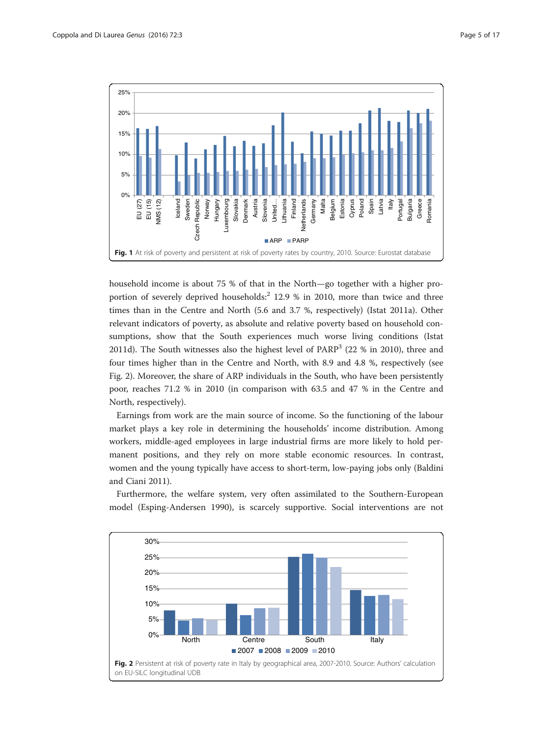Fig. 1 At risk of poverty and persistent at risk of poverty rates by country, 2010. Source: Eurostat database

household income is about 75 % of that in the North—go together with a higher proportion of severely deprived households:[2] 12.9 % in 2010, more than twice and three times than in the Centre and North (5.6 and 3.7 %, respectively) (Istat 2011a). Other relevant indicators of poverty, as absolute and relative poverty based on household consumptions, show that the South experiences much worse living conditions (Istat 2011d). The South witnesses also the highest level of PARP[3] (22 % in 2010), three and four times higher than in the Centre and North, with 8.9 and 4.8 %, respectively (see Fig. 2). Moreover, the share of ARP individuals in the South, who have been persistently poor, reaches 71.2 % in 2010 (in comparison with 63.5 and 47 % in the Centre and North, respectively).

Earnings from work are the main source of income. So the functioning of the labour market plays a key role in determining the households' income distribution. Among workers, middle-aged employees in large industrial firms are more likely to hold permanent positions, and they rely on more stable economic resources. In contrast, women and the young typically have access to short-term, low-paying jobs only (Baldini and Ciani 2011).

Furthermore, the welfare system, very often assimilated to the Southern-European model (Esping-Andersen 1990), is scarcely supportive. Social interventions are not

Fig. 2 Persistent at risk of poverty rate in Italy by geographical area, 2007-2010. Source: Authors' calculation on EU-SILC longitudinal UDB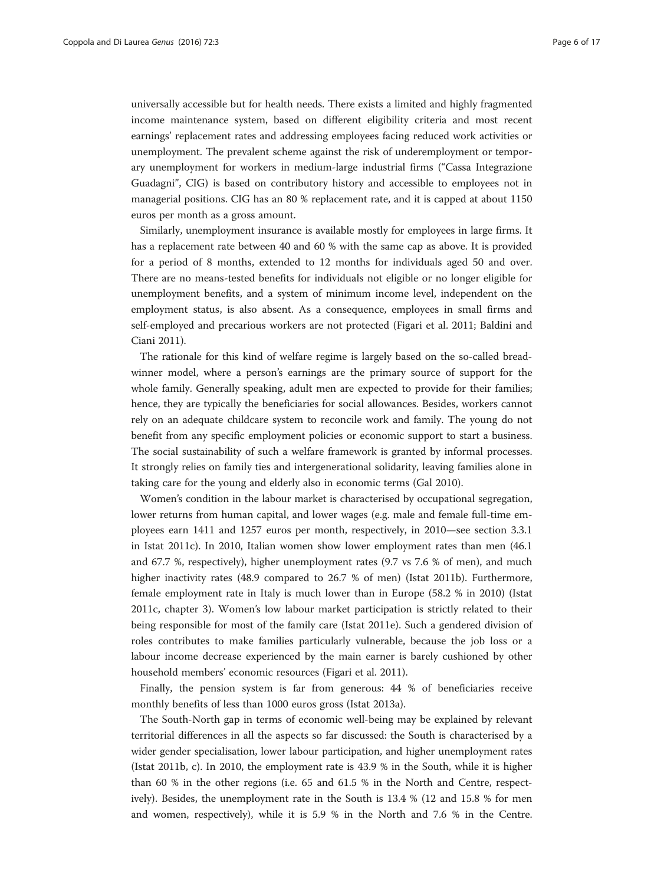universally accessible but for health needs. There exists a limited and highly fragmented income maintenance system, based on different eligibility criteria and most recent earnings' replacement rates and addressing employees facing reduced work activities or unemployment. The prevalent scheme against the risk of underemployment or temporary unemployment for workers in medium-large industrial firms ("Cassa Integrazione Guadagni", CIG) is based on contributory history and accessible to employees not in managerial positions. CIG has an 80 % replacement rate, and it is capped at about 1150 euros per month as a gross amount.

Similarly, unemployment insurance is available mostly for employees in large firms. It has a replacement rate between 40 and 60 % with the same cap as above. It is provided for a period of 8 months, extended to 12 months for individuals aged 50 and over. There are no means-tested benefits for individuals not eligible or no longer eligible for unemployment benefits, and a system of minimum income level, independent on the employment status, is also absent. As a consequence, employees in small firms and self-employed and precarious workers are not protected (Figari et al. 2011; Baldini and Ciani 2011).

The rationale for this kind of welfare regime is largely based on the so-called breadwinner model, where a person's earnings are the primary source of support for the whole family. Generally speaking, adult men are expected to provide for their families; hence, they are typically the beneficiaries for social allowances. Besides, workers cannot rely on an adequate childcare system to reconcile work and family. The young do not benefit from any specific employment policies or economic support to start a business. The social sustainability of such a welfare framework is granted by informal processes. It strongly relies on family ties and intergenerational solidarity, leaving families alone in taking care for the young and elderly also in economic terms (Gal 2010).

Women's condition in the labour market is characterised by occupational segregation, lower returns from human capital, and lower wages (e.g. male and female full-time employees earn 1411 and 1257 euros per month, respectively, in 2010—see section 3.3.1 in Istat 2011c). In 2010, Italian women show lower employment rates than men (46.1 and 67.7 %, respectively), higher unemployment rates (9.7 vs 7.6 % of men), and much higher inactivity rates (48.9 compared to 26.7 % of men) (Istat 2011b). Furthermore, female employment rate in Italy is much lower than in Europe (58.2 % in 2010) (Istat 2011c, chapter 3). Women's low labour market participation is strictly related to their being responsible for most of the family care (Istat 2011e). Such a gendered division of roles contributes to make families particularly vulnerable, because the job loss or a labour income decrease experienced by the main earner is barely cushioned by other household members' economic resources (Figari et al. 2011).

Finally, the pension system is far from generous: 44 % of beneficiaries receive monthly benefits of less than 1000 euros gross (Istat 2013a).

The South-North gap in terms of economic well-being may be explained by relevant territorial differences in all the aspects so far discussed: the South is characterised by a wider gender specialisation, lower labour participation, and higher unemployment rates (Istat 2011b, c). In 2010, the employment rate is 43.9 % in the South, while it is higher than 60 % in the other regions (i.e. 65 and 61.5 % in the North and Centre, respectively). Besides, the unemployment rate in the South is 13.4 % (12 and 15.8 % for men and women, respectively), while it is 5.9 % in the North and 7.6 % in the Centre.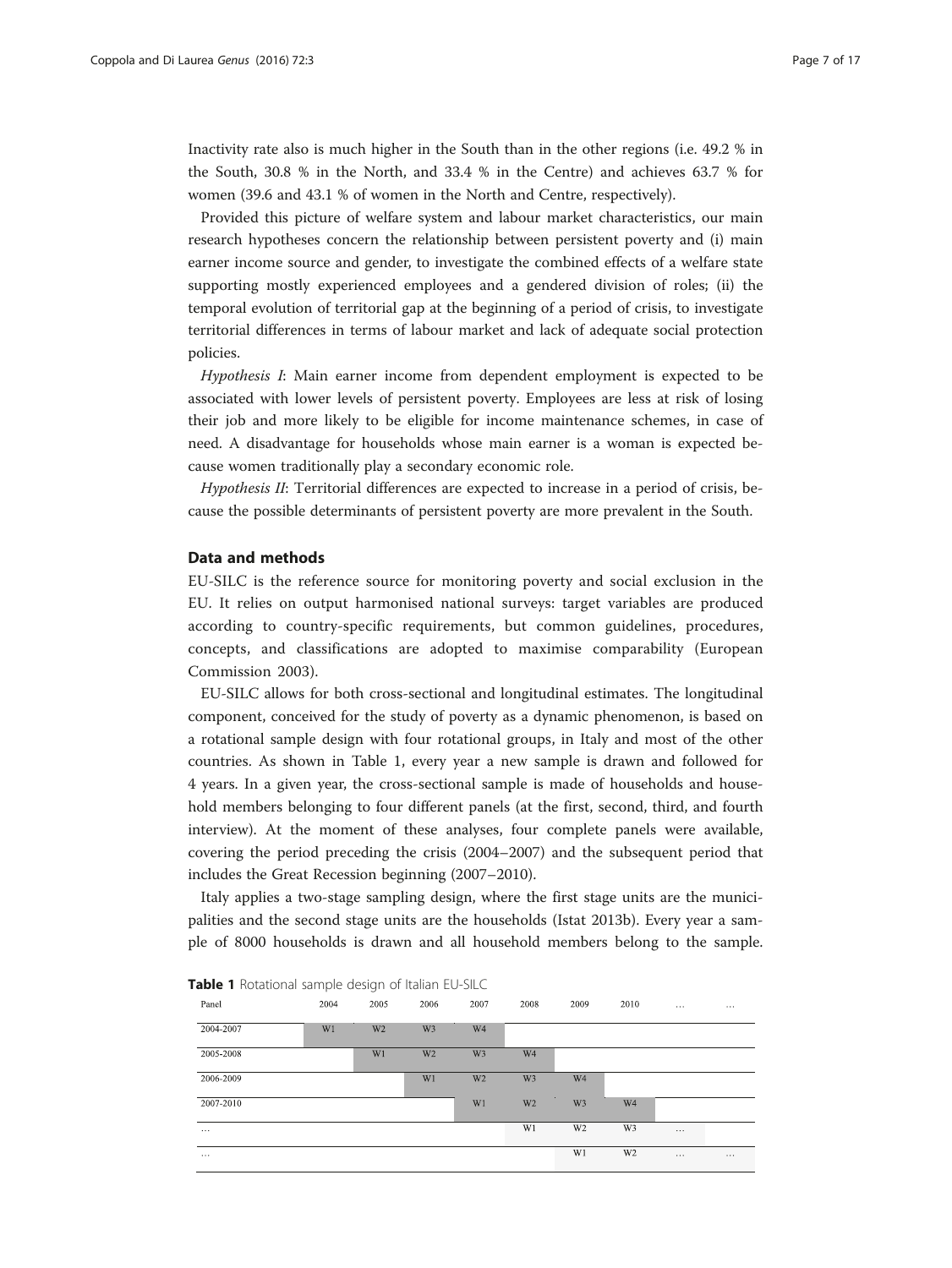Inactivity rate also is much higher in the South than in the other regions (i.e. 49.2 % in the South, 30.8 % in the North, and 33.4 % in the Centre) and achieves 63.7 % for women (39.6 and 43.1 % of women in the North and Centre, respectively).

Provided this picture of welfare system and labour market characteristics, our main research hypotheses concern the relationship between persistent poverty and (i) main earner income source and gender, to investigate the combined effects of a welfare state supporting mostly experienced employees and a gendered division of roles; (ii) the temporal evolution of territorial gap at the beginning of a period of crisis, to investigate territorial differences in terms of labour market and lack of adequate social protection policies.

*Hypothesis I*: Main earner income from dependent employment is expected to be associated with lower levels of persistent poverty. Employees are less at risk of losing their job and more likely to be eligible for income maintenance schemes, in case of need. A disadvantage for households whose main earner is a woman is expected because women traditionally play a secondary economic role.

*Hypothesis II*: Territorial differences are expected to increase in a period of crisis, because the possible determinants of persistent poverty are more prevalent in the South.

## Data and methods

EU-SILC is the reference source for monitoring poverty and social exclusion in the EU. It relies on output harmonised national surveys: target variables are produced according to country-specific requirements, but common guidelines, procedures, concepts, and classifications are adopted to maximise comparability (European Commission 2003).

EU-SILC allows for both cross-sectional and longitudinal estimates. The longitudinal component, conceived for the study of poverty as a dynamic phenomenon, is based on a rotational sample design with four rotational groups, in Italy and most of the other countries. As shown in Table 1, every year a new sample is drawn and followed for 4 years. In a given year, the cross-sectional sample is made of households and household members belonging to four different panels (at the first, second, third, and fourth interview). At the moment of these analyses, four complete panels were available, covering the period preceding the crisis (2004–2007) and the subsequent period that includes the Great Recession beginning (2007–2010).

Italy applies a two-stage sampling design, where the first stage units are the municipalities and the second stage units are the households (Istat 2013b). Every year a sample of 8000 households is drawn and all household members belong to the sample.

**Table 1** Rotational sample design of Italian EU-SILC

| Panel | 2004 | 2005 | 2006 | 2007 | 2008 | 2009 | 2010 | … | … |
|---|---|---|---|---|---|---|---|---|---|
| 2004-2007 | W1 | W2 | W3 | W4 | | | | | |
| 2005-2008 | | W1 | W2 | W3 | W4 | | | | |
| 2006-2009 | | | W1 | W2 | W3 | W4 | | | |
| 2007-2010 | | | | W1 | W2 | W3 | W4 | | |
| … | | | | | W1 | W2 | W3 | … | |
| … | | | | | | W1 | W2 | … | … |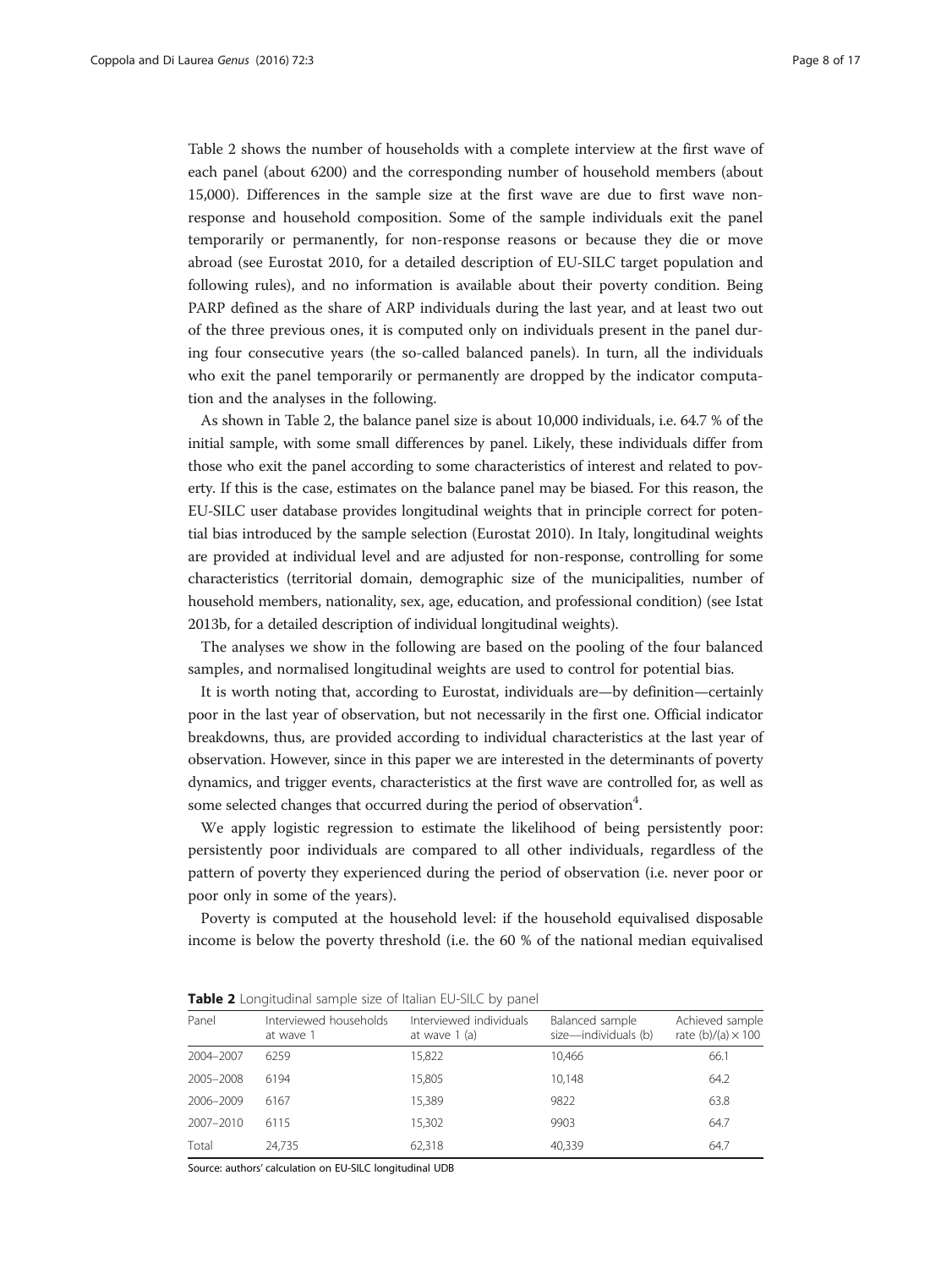Table 2 shows the number of households with a complete interview at the first wave of each panel (about 6200) and the corresponding number of household members (about 15,000). Differences in the sample size at the first wave are due to first wave non-response and household composition. Some of the sample individuals exit the panel temporarily or permanently, for non-response reasons or because they die or move abroad (see Eurostat 2010, for a detailed description of EU-SILC target population and following rules), and no information is available about their poverty condition. Being PARP defined as the share of ARP individuals during the last year, and at least two out of the three previous ones, it is computed only on individuals present in the panel during four consecutive years (the so-called balanced panels). In turn, all the individuals who exit the panel temporarily or permanently are dropped by the indicator computation and the analyses in the following.

As shown in Table 2, the balance panel size is about 10,000 individuals, i.e. 64.7 % of the initial sample, with some small differences by panel. Likely, these individuals differ from those who exit the panel according to some characteristics of interest and related to poverty. If this is the case, estimates on the balance panel may be biased. For this reason, the EU-SILC user database provides longitudinal weights that in principle correct for potential bias introduced by the sample selection (Eurostat 2010). In Italy, longitudinal weights are provided at individual level and are adjusted for non-response, controlling for some characteristics (territorial domain, demographic size of the municipalities, number of household members, nationality, sex, age, education, and professional condition) (see Istat 2013b, for a detailed description of individual longitudinal weights).

The analyses we show in the following are based on the pooling of the four balanced samples, and normalised longitudinal weights are used to control for potential bias.

It is worth noting that, according to Eurostat, individuals are—by definition—certainly poor in the last year of observation, but not necessarily in the first one. Official indicator breakdowns, thus, are provided according to individual characteristics at the last year of observation. However, since in this paper we are interested in the determinants of poverty dynamics, and trigger events, characteristics at the first wave are controlled for, as well as some selected changes that occurred during the period of observation[4].

We apply logistic regression to estimate the likelihood of being persistently poor: persistently poor individuals are compared to all other individuals, regardless of the pattern of poverty they experienced during the period of observation (i.e. never poor or poor only in some of the years).

Poverty is computed at the household level: if the household equivalised disposable income is below the poverty threshold (i.e. the 60 % of the national median equivalised

**Table 2** Longitudinal sample size of Italian EU-SILC by panel

| Panel | Interviewed households at wave 1 | Interviewed individuals at wave 1 (a) | Balanced sample size—individuals (b) | Achieved sample rate (b)/(a) × 100 |
|---|---|---|---|---|
| 2004–2007 | 6259 | 15,822 | 10,466 | 66.1 |
| 2005–2008 | 6194 | 15,805 | 10,148 | 64.2 |
| 2006–2009 | 6167 | 15,389 | 9822 | 63.8 |
| 2007–2010 | 6115 | 15,302 | 9903 | 64.7 |
| Total | 24,735 | 62,318 | 40,339 | 64.7 |

Source: authors' calculation on EU-SILC longitudinal UDB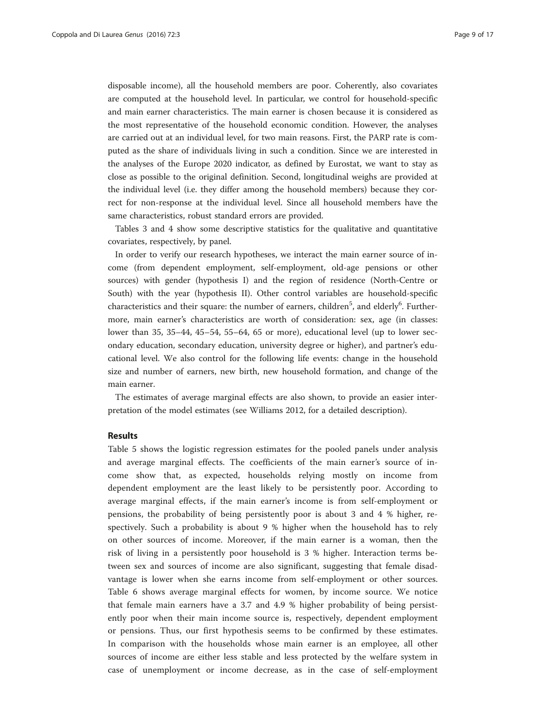disposable income), all the household members are poor. Coherently, also covariates are computed at the household level. In particular, we control for household-specific and main earner characteristics. The main earner is chosen because it is considered as the most representative of the household economic condition. However, the analyses are carried out at an individual level, for two main reasons. First, the PARP rate is computed as the share of individuals living in such a condition. Since we are interested in the analyses of the Europe 2020 indicator, as defined by Eurostat, we want to stay as close as possible to the original definition. Second, longitudinal weighs are provided at the individual level (i.e. they differ among the household members) because they correct for non-response at the individual level. Since all household members have the same characteristics, robust standard errors are provided.

Tables 3 and 4 show some descriptive statistics for the qualitative and quantitative covariates, respectively, by panel.

In order to verify our research hypotheses, we interact the main earner source of income (from dependent employment, self-employment, old-age pensions or other sources) with gender (hypothesis I) and the region of residence (North-Centre or South) with the year (hypothesis II). Other control variables are household-specific characteristics and their square: the number of earners, children[5], and elderly[6]. Furthermore, main earner's characteristics are worth of consideration: sex, age (in classes: lower than 35, 35–44, 45–54, 55–64, 65 or more), educational level (up to lower secondary education, secondary education, university degree or higher), and partner's educational level. We also control for the following life events: change in the household size and number of earners, new birth, new household formation, and change of the main earner.

The estimates of average marginal effects are also shown, to provide an easier interpretation of the model estimates (see Williams 2012, for a detailed description).

## Results

Table 5 shows the logistic regression estimates for the pooled panels under analysis and average marginal effects. The coefficients of the main earner's source of income show that, as expected, households relying mostly on income from dependent employment are the least likely to be persistently poor. According to average marginal effects, if the main earner's income is from self-employment or pensions, the probability of being persistently poor is about 3 and 4 % higher, respectively. Such a probability is about 9 % higher when the household has to rely on other sources of income. Moreover, if the main earner is a woman, then the risk of living in a persistently poor household is 3 % higher. Interaction terms between sex and sources of income are also significant, suggesting that female disadvantage is lower when she earns income from self-employment or other sources. Table 6 shows average marginal effects for women, by income source. We notice that female main earners have a 3.7 and 4.9 % higher probability of being persistently poor when their main income source is, respectively, dependent employment or pensions. Thus, our first hypothesis seems to be confirmed by these estimates. In comparison with the households whose main earner is an employee, all other sources of income are either less stable and less protected by the welfare system in case of unemployment or income decrease, as in the case of self-employment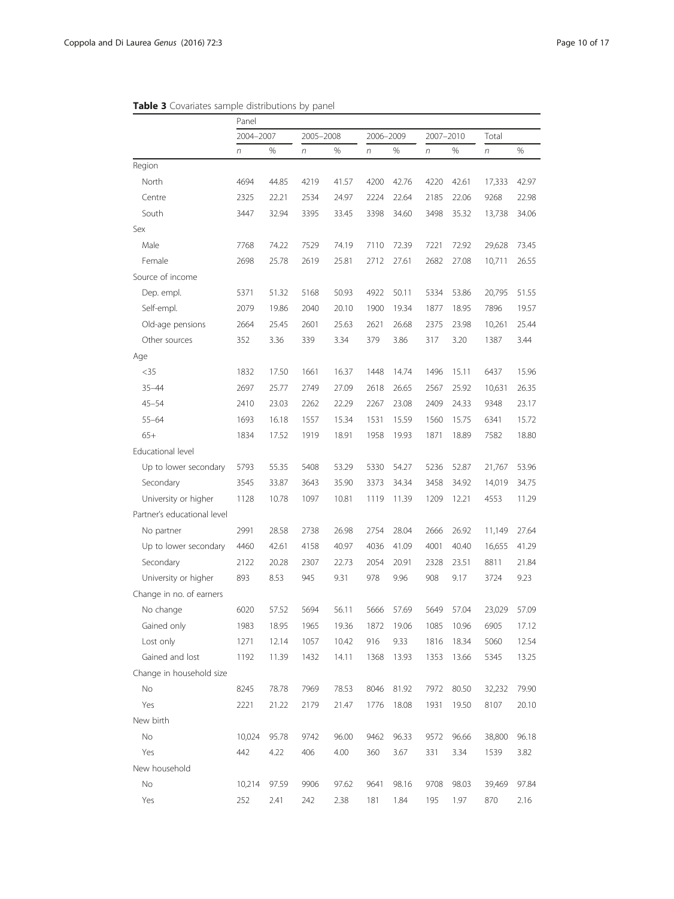**Table 3** Covariates sample distributions by panel

| | Panel | | | | | | | | | |
|---|---|---|---|---|---|---|---|---|---|---|
| | 2004–2007 | | 2005–2008 | | 2006–2009 | | 2007–2010 | | Total | |
| | *n* | % | *n* | % | *n* | % | *n* | % | *n* | % |
| Region | | | | | | | | | | |
| North | 4694 | 44.85 | 4219 | 41.57 | 4200 | 42.76 | 4220 | 42.61 | 17,333 | 42.97 |
| Centre | 2325 | 22.21 | 2534 | 24.97 | 2224 | 22.64 | 2185 | 22.06 | 9268 | 22.98 |
| South | 3447 | 32.94 | 3395 | 33.45 | 3398 | 34.60 | 3498 | 35.32 | 13,738 | 34.06 |
| Sex | | | | | | | | | | |
| Male | 7768 | 74.22 | 7529 | 74.19 | 7110 | 72.39 | 7221 | 72.92 | 29,628 | 73.45 |
| Female | 2698 | 25.78 | 2619 | 25.81 | 2712 | 27.61 | 2682 | 27.08 | 10,711 | 26.55 |
| Source of income | | | | | | | | | | |
| Dep. empl. | 5371 | 51.32 | 5168 | 50.93 | 4922 | 50.11 | 5334 | 53.86 | 20,795 | 51.55 |
| Self-empl. | 2079 | 19.86 | 2040 | 20.10 | 1900 | 19.34 | 1877 | 18.95 | 7896 | 19.57 |
| Old-age pensions | 2664 | 25.45 | 2601 | 25.63 | 2621 | 26.68 | 2375 | 23.98 | 10,261 | 25.44 |
| Other sources | 352 | 3.36 | 339 | 3.34 | 379 | 3.86 | 317 | 3.20 | 1387 | 3.44 |
| Age | | | | | | | | | | |
| <35 | 1832 | 17.50 | 1661 | 16.37 | 1448 | 14.74 | 1496 | 15.11 | 6437 | 15.96 |
| 35–44 | 2697 | 25.77 | 2749 | 27.09 | 2618 | 26.65 | 2567 | 25.92 | 10,631 | 26.35 |
| 45–54 | 2410 | 23.03 | 2262 | 22.29 | 2267 | 23.08 | 2409 | 24.33 | 9348 | 23.17 |
| 55–64 | 1693 | 16.18 | 1557 | 15.34 | 1531 | 15.59 | 1560 | 15.75 | 6341 | 15.72 |
| 65+ | 1834 | 17.52 | 1919 | 18.91 | 1958 | 19.93 | 1871 | 18.89 | 7582 | 18.80 |
| Educational level | | | | | | | | | | |
| Up to lower secondary | 5793 | 55.35 | 5408 | 53.29 | 5330 | 54.27 | 5236 | 52.87 | 21,767 | 53.96 |
| Secondary | 3545 | 33.87 | 3643 | 35.90 | 3373 | 34.34 | 3458 | 34.92 | 14,019 | 34.75 |
| University or higher | 1128 | 10.78 | 1097 | 10.81 | 1119 | 11.39 | 1209 | 12.21 | 4553 | 11.29 |
| Partner's educational level | | | | | | | | | | |
| No partner | 2991 | 28.58 | 2738 | 26.98 | 2754 | 28.04 | 2666 | 26.92 | 11,149 | 27.64 |
| Up to lower secondary | 4460 | 42.61 | 4158 | 40.97 | 4036 | 41.09 | 4001 | 40.40 | 16,655 | 41.29 |
| Secondary | 2122 | 20.28 | 2307 | 22.73 | 2054 | 20.91 | 2328 | 23.51 | 8811 | 21.84 |
| University or higher | 893 | 8.53 | 945 | 9.31 | 978 | 9.96 | 908 | 9.17 | 3724 | 9.23 |
| Change in no. of earners | | | | | | | | | | |
| No change | 6020 | 57.52 | 5694 | 56.11 | 5666 | 57.69 | 5649 | 57.04 | 23,029 | 57.09 |
| Gained only | 1983 | 18.95 | 1965 | 19.36 | 1872 | 19.06 | 1085 | 10.96 | 6905 | 17.12 |
| Lost only | 1271 | 12.14 | 1057 | 10.42 | 916 | 9.33 | 1816 | 18.34 | 5060 | 12.54 |
| Gained and lost | 1192 | 11.39 | 1432 | 14.11 | 1368 | 13.93 | 1353 | 13.66 | 5345 | 13.25 |
| Change in household size | | | | | | | | | | |
| No | 8245 | 78.78 | 7969 | 78.53 | 8046 | 81.92 | 7972 | 80.50 | 32,232 | 79.90 |
| Yes | 2221 | 21.22 | 2179 | 21.47 | 1776 | 18.08 | 1931 | 19.50 | 8107 | 20.10 |
| New birth | | | | | | | | | | |
| No | 10,024 | 95.78 | 9742 | 96.00 | 9462 | 96.33 | 9572 | 96.66 | 38,800 | 96.18 |
| Yes | 442 | 4.22 | 406 | 4.00 | 360 | 3.67 | 331 | 3.34 | 1539 | 3.82 |
| New household | | | | | | | | | | |
| No | 10,214 | 97.59 | 9906 | 97.62 | 9641 | 98.16 | 9708 | 98.03 | 39,469 | 97.84 |
| Yes | 252 | 2.41 | 242 | 2.38 | 181 | 1.84 | 195 | 1.97 | 870 | 2.16 |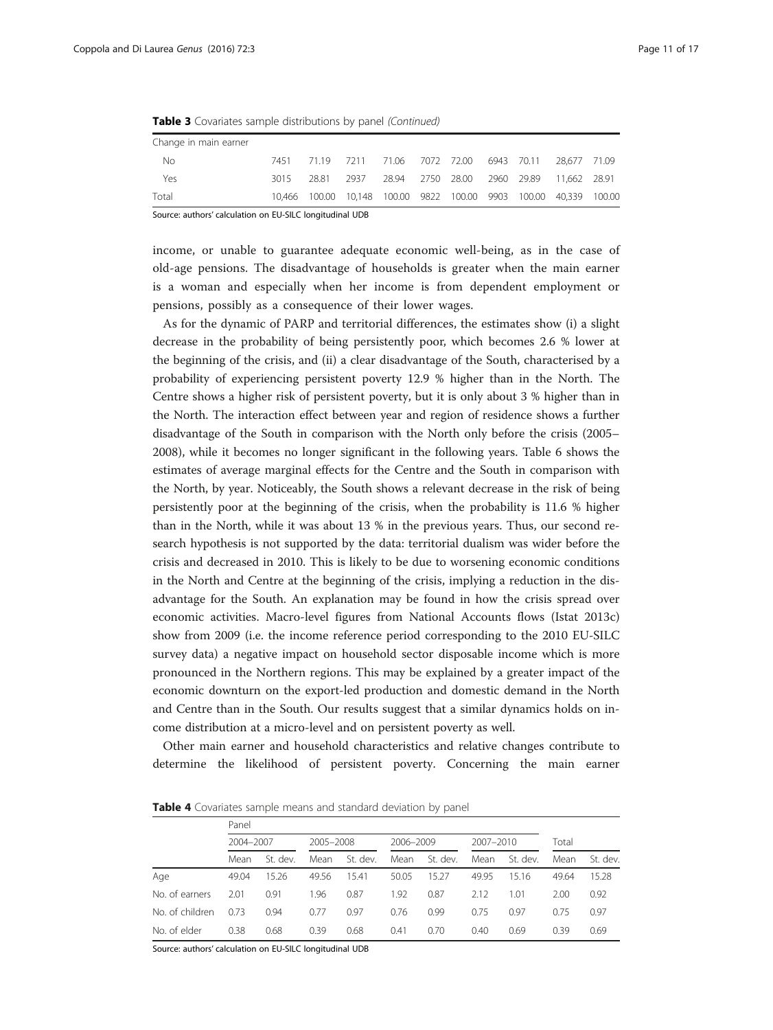**Table 3** Covariates sample distributions by panel *(Continued)*

| | | | | | | | | | | |
|---|---|---|---|---|---|---|---|---|---|---|
| Change in main earner | | | | | | | | | | |
| No | 7451 | 71.19 | 7211 | 71.06 | 7072 | 72.00 | 6943 | 70.11 | 28,677 | 71.09 |
| Yes | 3015 | 28.81 | 2937 | 28.94 | 2750 | 28.00 | 2960 | 29.89 | 11,662 | 28.91 |
| Total | 10,466 | 100.00 | 10,148 | 100.00 | 9822 | 100.00 | 9903 | 100.00 | 40,339 | 100.00 |

Source: authors' calculation on EU-SILC longitudinal UDB

income, or unable to guarantee adequate economic well-being, as in the case of old-age pensions. The disadvantage of households is greater when the main earner is a woman and especially when her income is from dependent employment or pensions, possibly as a consequence of their lower wages.

As for the dynamic of PARP and territorial differences, the estimates show (i) a slight decrease in the probability of being persistently poor, which becomes 2.6 % lower at the beginning of the crisis, and (ii) a clear disadvantage of the South, characterised by a probability of experiencing persistent poverty 12.9 % higher than in the North. The Centre shows a higher risk of persistent poverty, but it is only about 3 % higher than in the North. The interaction effect between year and region of residence shows a further disadvantage of the South in comparison with the North only before the crisis (2005–2008), while it becomes no longer significant in the following years. Table 6 shows the estimates of average marginal effects for the Centre and the South in comparison with the North, by year. Noticeably, the South shows a relevant decrease in the risk of being persistently poor at the beginning of the crisis, when the probability is 11.6 % higher than in the North, while it was about 13 % in the previous years. Thus, our second research hypothesis is not supported by the data: territorial dualism was wider before the crisis and decreased in 2010. This is likely to be due to worsening economic conditions in the North and Centre at the beginning of the crisis, implying a reduction in the disadvantage for the South. An explanation may be found in how the crisis spread over economic activities. Macro-level figures from National Accounts flows (Istat 2013c) show from 2009 (i.e. the income reference period corresponding to the 2010 EU-SILC survey data) a negative impact on household sector disposable income which is more pronounced in the Northern regions. This may be explained by a greater impact of the economic downturn on the export-led production and domestic demand in the North and Centre than in the South. Our results suggest that a similar dynamics holds on income distribution at a micro-level and on persistent poverty as well.

Other main earner and household characteristics and relative changes contribute to determine the likelihood of persistent poverty. Concerning the main earner

**Table 4** Covariates sample means and standard deviation by panel

| | Panel | | | | | | | | | |
|---|---|---|---|---|---|---|---|---|---|---|
| | 2004–2007 | | 2005–2008 | | 2006–2009 | | 2007–2010 | | Total | |
| | Mean | St. dev. | Mean | St. dev. | Mean | St. dev. | Mean | St. dev. | Mean | St. dev. |
| Age | 49.04 | 15.26 | 49.56 | 15.41 | 50.05 | 15.27 | 49.95 | 15.16 | 49.64 | 15.28 |
| No. of earners | 2.01 | 0.91 | 1.96 | 0.87 | 1.92 | 0.87 | 2.12 | 1.01 | 2.00 | 0.92 |
| No. of children | 0.73 | 0.94 | 0.77 | 0.97 | 0.76 | 0.99 | 0.75 | 0.97 | 0.75 | 0.97 |
| No. of elder | 0.38 | 0.68 | 0.39 | 0.68 | 0.41 | 0.70 | 0.40 | 0.69 | 0.39 | 0.69 |

Source: authors' calculation on EU-SILC longitudinal UDB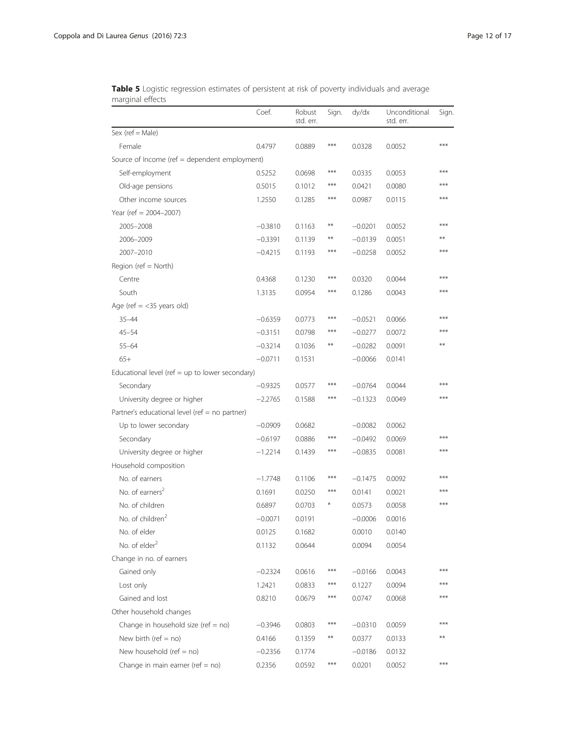**Table 5** Logistic regression estimates of persistent at risk of poverty individuals and average marginal effects

| | Coef. | Robust std. err. | Sign. | dy/dx | Unconditional std. err. | Sign. |
|---|---|---|---|---|---|---|
| Sex (ref = Male) | | | | | | |
| Female | 0.4797 | 0.0889 | *** | 0.0328 | 0.0052 | *** |
| Source of Income (ref = dependent employment) | | | | | | |
| Self-employment | 0.5252 | 0.0698 | *** | 0.0335 | 0.0053 | *** |
| Old-age pensions | 0.5015 | 0.1012 | *** | 0.0421 | 0.0080 | *** |
| Other income sources | 1.2550 | 0.1285 | *** | 0.0987 | 0.0115 | *** |
| Year (ref = 2004–2007) | | | | | | |
| 2005–2008 | −0.3810 | 0.1163 | ** | −0.0201 | 0.0052 | *** |
| 2006–2009 | −0.3391 | 0.1139 | ** | −0.0139 | 0.0051 | ** |
| 2007–2010 | −0.4215 | 0.1193 | *** | −0.0258 | 0.0052 | *** |
| Region (ref = North) | | | | | | |
| Centre | 0.4368 | 0.1230 | *** | 0.0320 | 0.0044 | *** |
| South | 1.3135 | 0.0954 | *** | 0.1286 | 0.0043 | *** |
| Age (ref = <35 years old) | | | | | | |
| 35–44 | −0.6359 | 0.0773 | *** | −0.0521 | 0.0066 | *** |
| 45–54 | −0.3151 | 0.0798 | *** | −0.0277 | 0.0072 | *** |
| 55–64 | −0.3214 | 0.1036 | ** | −0.0282 | 0.0091 | ** |
| 65+ | −0.0711 | 0.1531 | | −0.0066 | 0.0141 | |
| Educational level (ref = up to lower secondary) | | | | | | |
| Secondary | −0.9325 | 0.0577 | *** | −0.0764 | 0.0044 | *** |
| University degree or higher | −2.2765 | 0.1588 | *** | −0.1323 | 0.0049 | *** |
| Partner's educational level (ref = no partner) | | | | | | |
| Up to lower secondary | −0.0909 | 0.0682 | | −0.0082 | 0.0062 | |
| Secondary | −0.6197 | 0.0886 | *** | −0.0492 | 0.0069 | *** |
| University degree or higher | −1.2214 | 0.1439 | *** | −0.0835 | 0.0081 | *** |
| Household composition | | | | | | |
| No. of earners | −1.7748 | 0.1106 | *** | −0.1475 | 0.0092 | *** |
| No. of earners$^2$ | 0.1691 | 0.0250 | *** | 0.0141 | 0.0021 | *** |
| No. of children | 0.6897 | 0.0703 | * | 0.0573 | 0.0058 | *** |
| No. of children$^2$ | −0.0071 | 0.0191 | | −0.0006 | 0.0016 | |
| No. of elder | 0.0125 | 0.1682 | | 0.0010 | 0.0140 | |
| No. of elder$^2$ | 0.1132 | 0.0644 | | 0.0094 | 0.0054 | |
| Change in no. of earners | | | | | | |
| Gained only | −0.2324 | 0.0616 | *** | −0.0166 | 0.0043 | *** |
| Lost only | 1.2421 | 0.0833 | *** | 0.1227 | 0.0094 | *** |
| Gained and lost | 0.8210 | 0.0679 | *** | 0.0747 | 0.0068 | *** |
| Other household changes | | | | | | |
| Change in household size (ref = no) | −0.3946 | 0.0803 | *** | −0.0310 | 0.0059 | *** |
| New birth (ref = no) | 0.4166 | 0.1359 | ** | 0.0377 | 0.0133 | ** |
| New household (ref = no) | −0.2356 | 0.1774 | | −0.0186 | 0.0132 | |
| Change in main earner (ref = no) | 0.2356 | 0.0592 | *** | 0.0201 | 0.0052 | *** |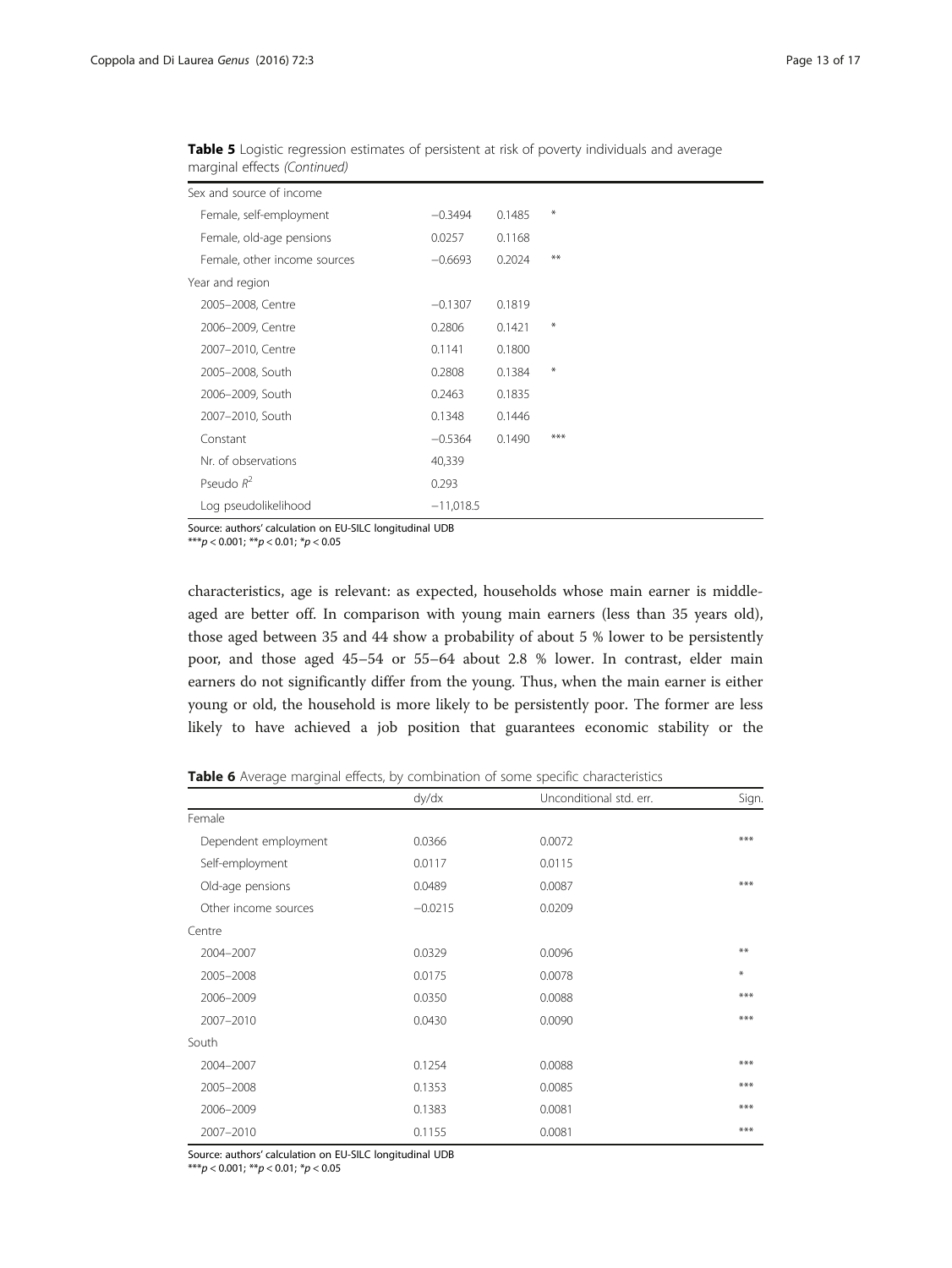**Table 5** Logistic regression estimates of persistent at risk of poverty individuals and average marginal effects *(Continued)*

| | | | |
|---|---|---|---|
| Sex and source of income | | | |
| Female, self-employment | −0.3494 | 0.1485 | * |
| Female, old-age pensions | 0.0257 | 0.1168 | |
| Female, other income sources | −0.6693 | 0.2024 | ** |
| Year and region | | | |
| 2005–2008, Centre | −0.1307 | 0.1819 | |
| 2006–2009, Centre | 0.2806 | 0.1421 | * |
| 2007–2010, Centre | 0.1141 | 0.1800 | |
| 2005–2008, South | 0.2808 | 0.1384 | * |
| 2006–2009, South | 0.2463 | 0.1835 | |
| 2007–2010, South | 0.1348 | 0.1446 | |
| Constant | −0.5364 | 0.1490 | *** |
| Nr. of observations | 40,339 | | |
| Pseudo $R^2$ | 0.293 | | |
| Log pseudolikelihood | −11,018.5 | | |

Source: authors' calculation on EU-SILC longitudinal UDB
***$p < 0.001$; **$p < 0.01$; *$p < 0.05$

characteristics, age is relevant: as expected, households whose main earner is middle-aged are better off. In comparison with young main earners (less than 35 years old), those aged between 35 and 44 show a probability of about 5 % lower to be persistently poor, and those aged 45–54 or 55–64 about 2.8 % lower. In contrast, elder main earners do not significantly differ from the young. Thus, when the main earner is either young or old, the household is more likely to be persistently poor. The former are less likely to have achieved a job position that guarantees economic stability or the

**Table 6** Average marginal effects, by combination of some specific characteristics

| | dy/dx | Unconditional std. err. | Sign. |
|---|---|---|---|
| Female | | | |
| Dependent employment | 0.0366 | 0.0072 | *** |
| Self-employment | 0.0117 | 0.0115 | |
| Old-age pensions | 0.0489 | 0.0087 | *** |
| Other income sources | −0.0215 | 0.0209 | |
| Centre | | | |
| 2004–2007 | 0.0329 | 0.0096 | ** |
| 2005–2008 | 0.0175 | 0.0078 | * |
| 2006–2009 | 0.0350 | 0.0088 | *** |
| 2007–2010 | 0.0430 | 0.0090 | *** |
| South | | | |
| 2004–2007 | 0.1254 | 0.0088 | *** |
| 2005–2008 | 0.1353 | 0.0085 | *** |
| 2006–2009 | 0.1383 | 0.0081 | *** |
| 2007–2010 | 0.1155 | 0.0081 | *** |

Source: authors' calculation on EU-SILC longitudinal UDB
***$p < 0.001$; **$p < 0.01$; *$p < 0.05$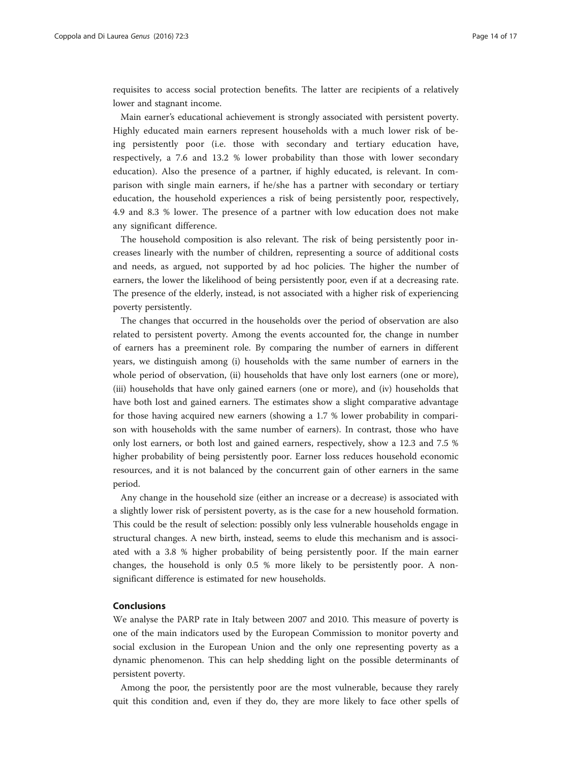requisites to access social protection benefits. The latter are recipients of a relatively lower and stagnant income.

Main earner's educational achievement is strongly associated with persistent poverty. Highly educated main earners represent households with a much lower risk of being persistently poor (i.e. those with secondary and tertiary education have, respectively, a 7.6 and 13.2 % lower probability than those with lower secondary education). Also the presence of a partner, if highly educated, is relevant. In comparison with single main earners, if he/she has a partner with secondary or tertiary education, the household experiences a risk of being persistently poor, respectively, 4.9 and 8.3 % lower. The presence of a partner with low education does not make any significant difference.

The household composition is also relevant. The risk of being persistently poor increases linearly with the number of children, representing a source of additional costs and needs, as argued, not supported by ad hoc policies. The higher the number of earners, the lower the likelihood of being persistently poor, even if at a decreasing rate. The presence of the elderly, instead, is not associated with a higher risk of experiencing poverty persistently.

The changes that occurred in the households over the period of observation are also related to persistent poverty. Among the events accounted for, the change in number of earners has a preeminent role. By comparing the number of earners in different years, we distinguish among (i) households with the same number of earners in the whole period of observation, (ii) households that have only lost earners (one or more), (iii) households that have only gained earners (one or more), and (iv) households that have both lost and gained earners. The estimates show a slight comparative advantage for those having acquired new earners (showing a 1.7 % lower probability in comparison with households with the same number of earners). In contrast, those who have only lost earners, or both lost and gained earners, respectively, show a 12.3 and 7.5 % higher probability of being persistently poor. Earner loss reduces household economic resources, and it is not balanced by the concurrent gain of other earners in the same period.

Any change in the household size (either an increase or a decrease) is associated with a slightly lower risk of persistent poverty, as is the case for a new household formation. This could be the result of selection: possibly only less vulnerable households engage in structural changes. A new birth, instead, seems to elude this mechanism and is associated with a 3.8 % higher probability of being persistently poor. If the main earner changes, the household is only 0.5 % more likely to be persistently poor. A non-significant difference is estimated for new households.

## Conclusions

We analyse the PARP rate in Italy between 2007 and 2010. This measure of poverty is one of the main indicators used by the European Commission to monitor poverty and social exclusion in the European Union and the only one representing poverty as a dynamic phenomenon. This can help shedding light on the possible determinants of persistent poverty.

Among the poor, the persistently poor are the most vulnerable, because they rarely quit this condition and, even if they do, they are more likely to face other spells of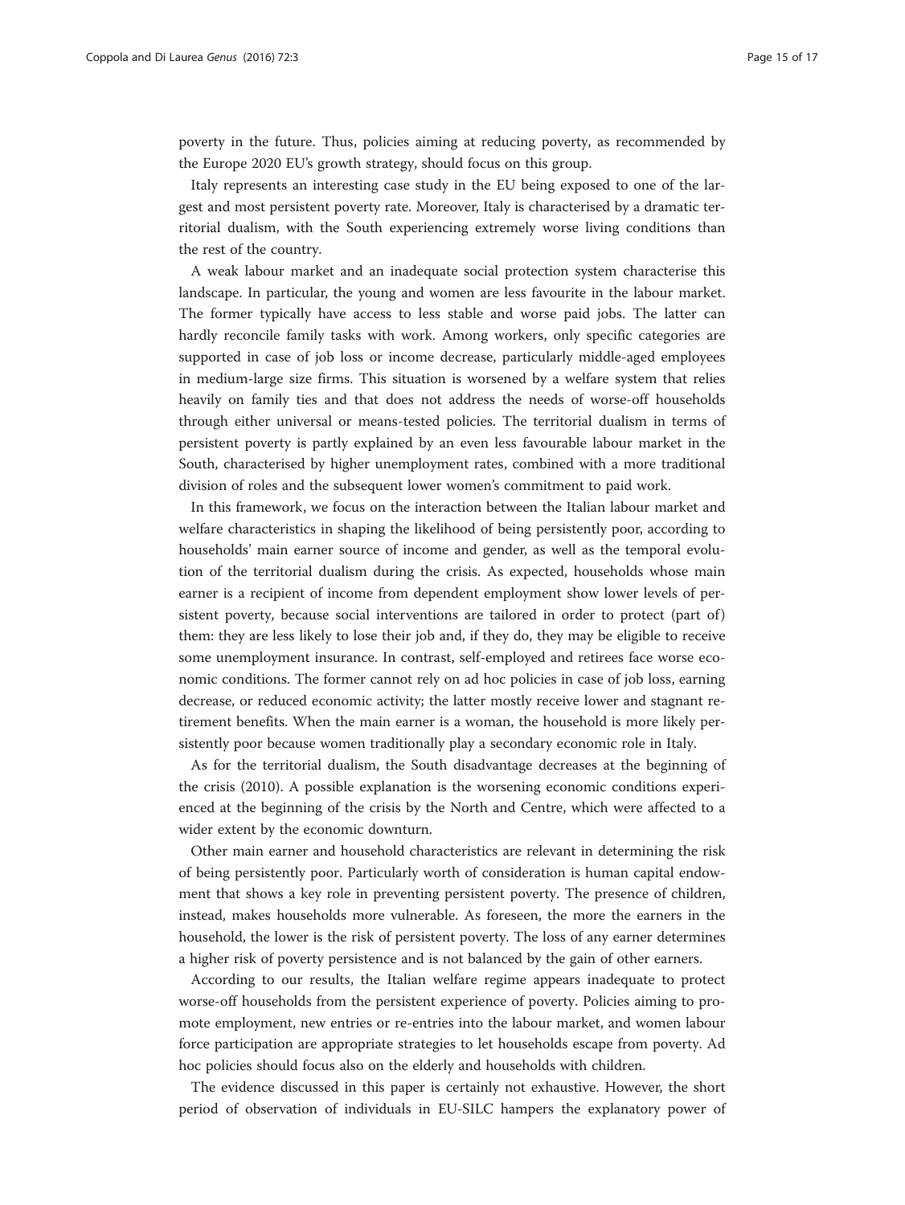poverty in the future. Thus, policies aiming at reducing poverty, as recommended by the Europe 2020 EU's growth strategy, should focus on this group.

Italy represents an interesting case study in the EU being exposed to one of the largest and most persistent poverty rate. Moreover, Italy is characterised by a dramatic territorial dualism, with the South experiencing extremely worse living conditions than the rest of the country.

A weak labour market and an inadequate social protection system characterise this landscape. In particular, the young and women are less favourite in the labour market. The former typically have access to less stable and worse paid jobs. The latter can hardly reconcile family tasks with work. Among workers, only specific categories are supported in case of job loss or income decrease, particularly middle-aged employees in medium-large size firms. This situation is worsened by a welfare system that relies heavily on family ties and that does not address the needs of worse-off households through either universal or means-tested policies. The territorial dualism in terms of persistent poverty is partly explained by an even less favourable labour market in the South, characterised by higher unemployment rates, combined with a more traditional division of roles and the subsequent lower women's commitment to paid work.

In this framework, we focus on the interaction between the Italian labour market and welfare characteristics in shaping the likelihood of being persistently poor, according to households' main earner source of income and gender, as well as the temporal evolution of the territorial dualism during the crisis. As expected, households whose main earner is a recipient of income from dependent employment show lower levels of persistent poverty, because social interventions are tailored in order to protect (part of) them: they are less likely to lose their job and, if they do, they may be eligible to receive some unemployment insurance. In contrast, self-employed and retirees face worse economic conditions. The former cannot rely on ad hoc policies in case of job loss, earning decrease, or reduced economic activity; the latter mostly receive lower and stagnant retirement benefits. When the main earner is a woman, the household is more likely persistently poor because women traditionally play a secondary economic role in Italy.

As for the territorial dualism, the South disadvantage decreases at the beginning of the crisis (2010). A possible explanation is the worsening economic conditions experienced at the beginning of the crisis by the North and Centre, which were affected to a wider extent by the economic downturn.

Other main earner and household characteristics are relevant in determining the risk of being persistently poor. Particularly worth of consideration is human capital endowment that shows a key role in preventing persistent poverty. The presence of children, instead, makes households more vulnerable. As foreseen, the more the earners in the household, the lower is the risk of persistent poverty. The loss of any earner determines a higher risk of poverty persistence and is not balanced by the gain of other earners.

According to our results, the Italian welfare regime appears inadequate to protect worse-off households from the persistent experience of poverty. Policies aiming to promote employment, new entries or re-entries into the labour market, and women labour force participation are appropriate strategies to let households escape from poverty. Ad hoc policies should focus also on the elderly and households with children.

The evidence discussed in this paper is certainly not exhaustive. However, the short period of observation of individuals in EU-SILC hampers the explanatory power of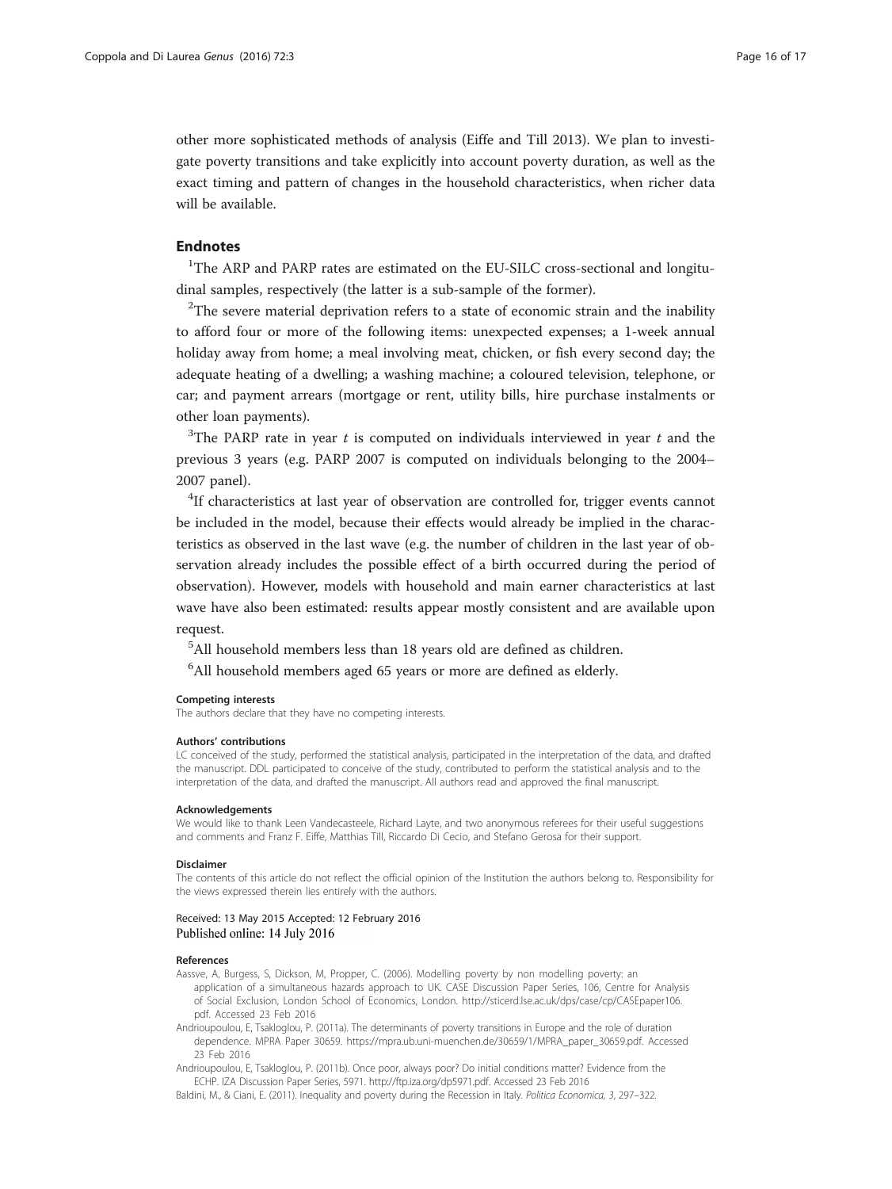other more sophisticated methods of analysis (Eiffe and Till 2013). We plan to investigate poverty transitions and take explicitly into account poverty duration, as well as the exact timing and pattern of changes in the household characteristics, when richer data will be available.

## Endnotes

[1]The ARP and PARP rates are estimated on the EU-SILC cross-sectional and longitudinal samples, respectively (the latter is a sub-sample of the former).

[2]The severe material deprivation refers to a state of economic strain and the inability to afford four or more of the following items: unexpected expenses; a 1-week annual holiday away from home; a meal involving meat, chicken, or fish every second day; the adequate heating of a dwelling; a washing machine; a coloured television, telephone, or car; and payment arrears (mortgage or rent, utility bills, hire purchase instalments or other loan payments).

[3]The PARP rate in year $t$ is computed on individuals interviewed in year $t$ and the previous 3 years (e.g. PARP 2007 is computed on individuals belonging to the 2004–2007 panel).

[4]If characteristics at last year of observation are controlled for, trigger events cannot be included in the model, because their effects would already be implied in the characteristics as observed in the last wave (e.g. the number of children in the last year of observation already includes the possible effect of a birth occurred during the period of observation). However, models with household and main earner characteristics at last wave have also been estimated: results appear mostly consistent and are available upon request.

[5]All household members less than 18 years old are defined as children.

[6]All household members aged 65 years or more are defined as elderly.

#### Competing interests

The authors declare that they have no competing interests.

#### Authors' contributions

LC conceived of the study, performed the statistical analysis, participated in the interpretation of the data, and drafted the manuscript. DDL participated to conceive of the study, contributed to perform the statistical analysis and to the interpretation of the data, and drafted the manuscript. All authors read and approved the final manuscript.

#### Acknowledgements

We would like to thank Leen Vandecasteele, Richard Layte, and two anonymous referees for their useful suggestions and comments and Franz F. Eiffe, Matthias Till, Riccardo Di Cecio, and Stefano Gerosa for their support.

#### Disclaimer

The contents of this article do not reflect the official opinion of the Institution the authors belong to. Responsibility for the views expressed therein lies entirely with the authors.

Received: 13 May 2015 Accepted: 12 February 2016
Published online: 14 July 2016

#### References

Aassve, A, Burgess, S, Dickson, M, Propper, C. (2006). Modelling poverty by non modelling poverty: an application of a simultaneous hazards approach to UK. CASE Discussion Paper Series, 106, Centre for Analysis of Social Exclusion, London School of Economics, London. http://sticerd.lse.ac.uk/dps/case/cp/CASEpaper106.pdf. Accessed 23 Feb 2016

Andriopoulou, E, Tsakloglou, P. (2011a). The determinants of poverty transitions in Europe and the role of duration dependence. MPRA Paper 30659. https://mpra.ub.uni-muenchen.de/30659/1/MPRA_paper_30659.pdf. Accessed 23 Feb 2016

Andriopoulou, E, Tsakloglou, P. (2011b). Once poor, always poor? Do initial conditions matter? Evidence from the ECHP. IZA Discussion Paper Series, 5971. http://ftp.iza.org/dp5971.pdf. Accessed 23 Feb 2016

Baldini, M., & Ciani, E. (2011). Inequality and poverty during the Recession in Italy. *Politica Economica, 3*, 297–322.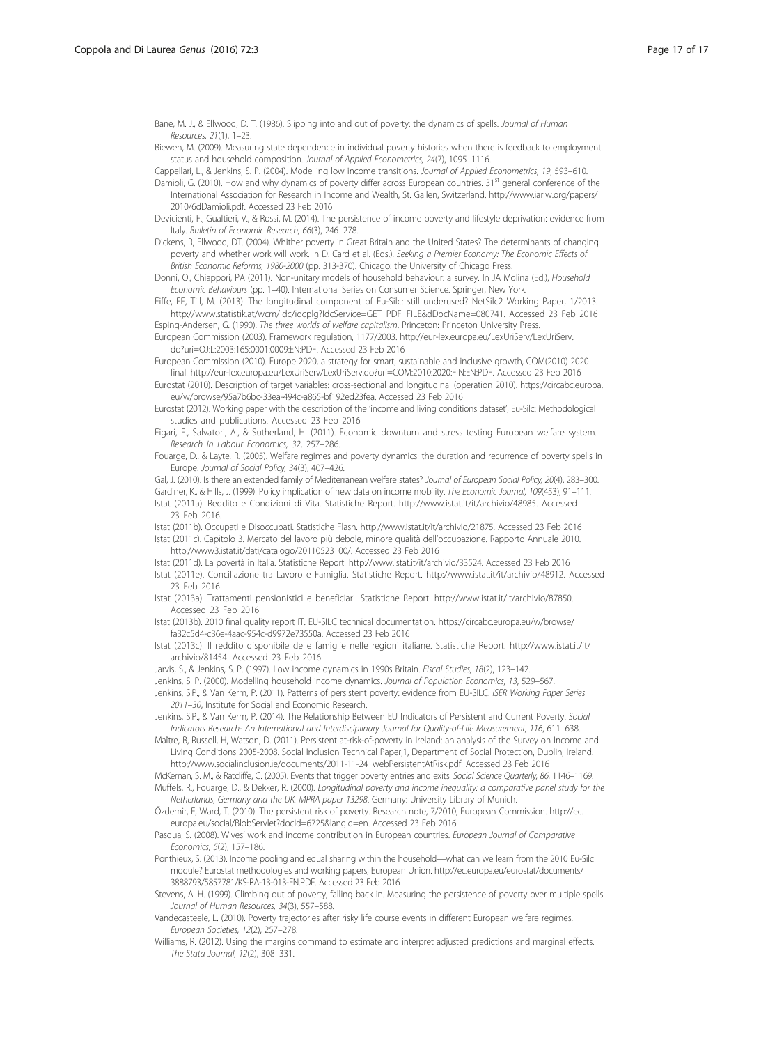Bane, M. J., & Ellwood, D. T. (1986). Slipping into and out of poverty: the dynamics of spells. *Journal of Human Resources, 21*(1), 1–23.

Biewen, M. (2009). Measuring state dependence in individual poverty histories when there is feedback to employment status and household composition. *Journal of Applied Econometrics, 24*(7), 1095–1116.

Cappellari, L., & Jenkins, S. P. (2004). Modelling low income transitions. *Journal of Applied Econometrics, 19*, 593–610.

Damioli, G. (2010). How and why dynamics of poverty differ across European countries. 31st general conference of the International Association for Research in Income and Wealth, St. Gallen, Switzerland. http://www.iariw.org/papers/2010/6dDamioli.pdf. Accessed 23 Feb 2016

Devicienti, F., Gualtieri, V., & Rossi, M. (2014). The persistence of income poverty and lifestyle deprivation: evidence from Italy. *Bulletin of Economic Research, 66*(3), 246–278.

Dickens, R, Ellwood, DT. (2004). Whither poverty in Great Britain and the United States? The determinants of changing poverty and whether work will work. In D. Card et al. (Eds.), *Seeking a Premier Economy: The Economic Effects of British Economic Reforms, 1980-2000* (pp. 313-370). Chicago: the University of Chicago Press.

Donni, O., Chiappori, PA (2011). Non-unitary models of household behaviour: a survey. In JA Molina (Ed.), *Household Economic Behaviours* (pp. 1–40). International Series on Consumer Science. Springer, New York.

Eiffe, FF, Till, M. (2013). The longitudinal component of Eu-Silc: still underused? NetSilc2 Working Paper, 1/2013. http://www.statistik.at/wcm/idc/idcplg?IdcService=GET_PDF_FILE&dDocName=080741. Accessed 23 Feb 2016

Esping-Andersen, G. (1990). *The three worlds of welfare capitalism*. Princeton: Princeton University Press.

European Commission (2003). Framework regulation, 1177/2003. http://eur-lex.europa.eu/LexUriServ/LexUriServ.do?uri=OJ:L:2003:165:0001:0009:EN:PDF. Accessed 23 Feb 2016

European Commission (2010). Europe 2020, a strategy for smart, sustainable and inclusive growth, COM(2010) 2020 final. http://eur-lex.europa.eu/LexUriServ/LexUriServ.do?uri=COM:2010:2020:FIN:EN:PDF. Accessed 23 Feb 2016

Eurostat (2010). Description of target variables: cross-sectional and longitudinal (operation 2010). https://circabc.europa.eu/w/browse/95a7b6bc-33ea-494c-a865-bf192ed23fea. Accessed 23 Feb 2016

Eurostat (2012). Working paper with the description of the 'income and living conditions dataset', Eu-Silc: Methodological studies and publications. Accessed 23 Feb 2016

Figari, F., Salvatori, A., & Sutherland, H. (2011). Economic downturn and stress testing European welfare system. *Research in Labour Economics, 32*, 257–286.

Fouarge, D., & Layte, R. (2005). Welfare regimes and poverty dynamics: the duration and recurrence of poverty spells in Europe. *Journal of Social Policy, 34*(3), 407–426.

Gal, J. (2010). Is there an extended family of Mediterranean welfare states? *Journal of European Social Policy, 20*(4), 283–300.

Gardiner, K., & Hills, J. (1999). Policy implication of new data on income mobility. *The Economic Journal, 109*(453), 91–111.

Istat (2011a). Reddito e Condizioni di Vita. Statistiche Report. http://www.istat.it/it/archivio/48985. Accessed 23 Feb 2016.

Istat (2011b). Occupati e Disoccupati. Statistiche Flash. http://www.istat.it/it/archivio/21875. Accessed 23 Feb 2016

Istat (2011c). Capitolo 3. Mercato del lavoro più debole, minore qualità dell'occupazione. Rapporto Annuale 2010. http://www3.istat.it/dati/catalogo/20110523_00/. Accessed 23 Feb 2016

Istat (2011d). La povertà in Italia. Statistiche Report. http://www.istat.it/it/archivio/33524. Accessed 23 Feb 2016

Istat (2011e). Conciliazione tra Lavoro e Famiglia. Statistiche Report. http://www.istat.it/it/archivio/48912. Accessed 23 Feb 2016

Istat (2013a). Trattamenti pensionistici e beneficiari. Statistiche Report. http://www.istat.it/it/archivio/87850. Accessed 23 Feb 2016

Istat (2013b). 2010 final quality report IT. EU-SILC technical documentation. https://circabc.europa.eu/w/browse/fa32c5d4-c36e-4aac-954c-d9972e73550a. Accessed 23 Feb 2016

Istat (2013c). Il reddito disponibile delle famiglie nelle regioni italiane. Statistiche Report. http://www.istat.it/it/archivio/81454. Accessed 23 Feb 2016

Jarvis, S., & Jenkins, S. P. (1997). Low income dynamics in 1990s Britain. *Fiscal Studies, 18*(2), 123–142.

Jenkins, S. P. (2000). Modelling household income dynamics. *Journal of Population Economics, 13*, 529–567.

Jenkins, S.P., & Van Kerm, P. (2011). Patterns of persistent poverty: evidence from EU-SILC. *ISER Working Paper Series 2011–30*, Institute for Social and Economic Research.

Jenkins, S.P., & Van Kerm, P. (2014). The Relationship Between EU Indicators of Persistent and Current Poverty. *Social Indicators Research- An International and Interdisciplinary Journal for Quality-of-Life Measurement, 116*, 611–638.

Maître, B, Russell, H, Watson, D. (2011). Persistent at-risk-of-poverty in Ireland: an analysis of the Survey on Income and Living Conditions 2005-2008. Social Inclusion Technical Paper,1, Department of Social Protection, Dublin, Ireland. http://www.socialinclusion.ie/documents/2011-11-24_webPersistentAtRisk.pdf. Accessed 23 Feb 2016

McKernan, S. M., & Ratcliffe, C. (2005). Events that trigger poverty entries and exits. *Social Science Quarterly, 86*, 1146–1169.

Muffels, R., Fouarge, D., & Dekker, R. (2000). *Longitudinal poverty and income inequality: a comparative panel study for the Netherlands, Germany and the UK. MPRA paper 13298*. Germany: University Library of Munich.

Őzdemir, E, Ward, T. (2010). The persistent risk of poverty. Research note, 7/2010, European Commission. http://ec.europa.eu/social/BlobServlet?docId=6725&langId=en. Accessed 23 Feb 2016

Pasqua, S. (2008). Wives' work and income contribution in European countries. *European Journal of Comparative Economics, 5*(2), 157–186.

Ponthieux, S. (2013). Income pooling and equal sharing within the household—what can we learn from the 2010 Eu-Silc module? Eurostat methodologies and working papers, European Union. http://ec.europa.eu/eurostat/documents/3888793/5857781/KS-RA-13-013-EN.PDF. Accessed 23 Feb 2016

Stevens, A. H. (1999). Climbing out of poverty, falling back in. Measuring the persistence of poverty over multiple spells. *Journal of Human Resources, 34*(3), 557–588.

Vandecasteele, L. (2010). Poverty trajectories after risky life course events in different European welfare regimes. *European Societies, 12*(2), 257–278.

Williams, R. (2012). Using the margins command to estimate and interpret adjusted predictions and marginal effects. *The Stata Journal, 12*(2), 308–331.